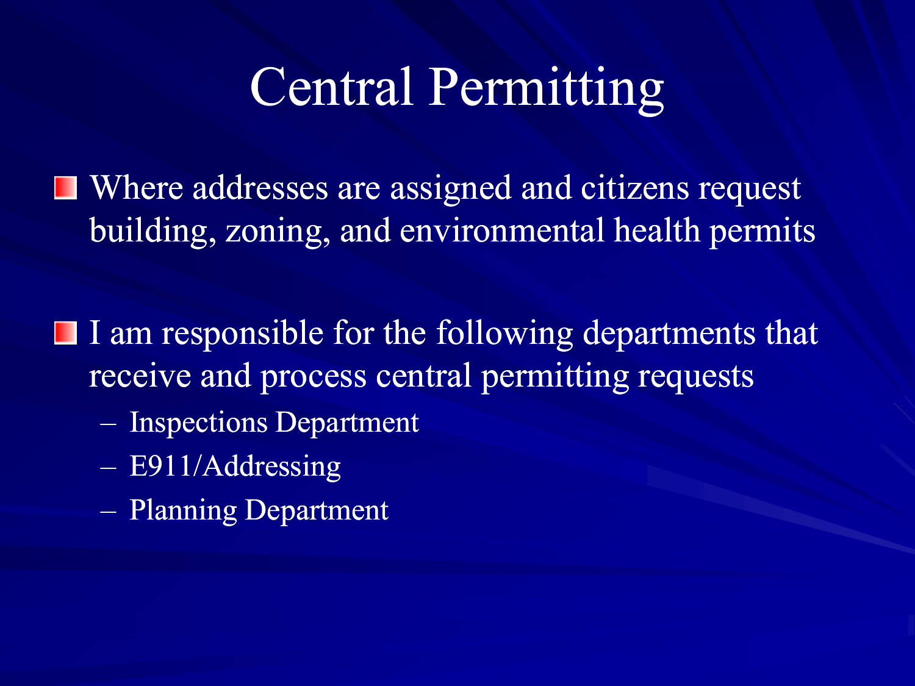# Central Permitting

- Where addresses are assigned and citizens request building, zoning, and environmental health permits

- I am responsible for the following departments that receive and process central permitting requests
  - Inspections Department
  - E911/Addressing
  - Planning Department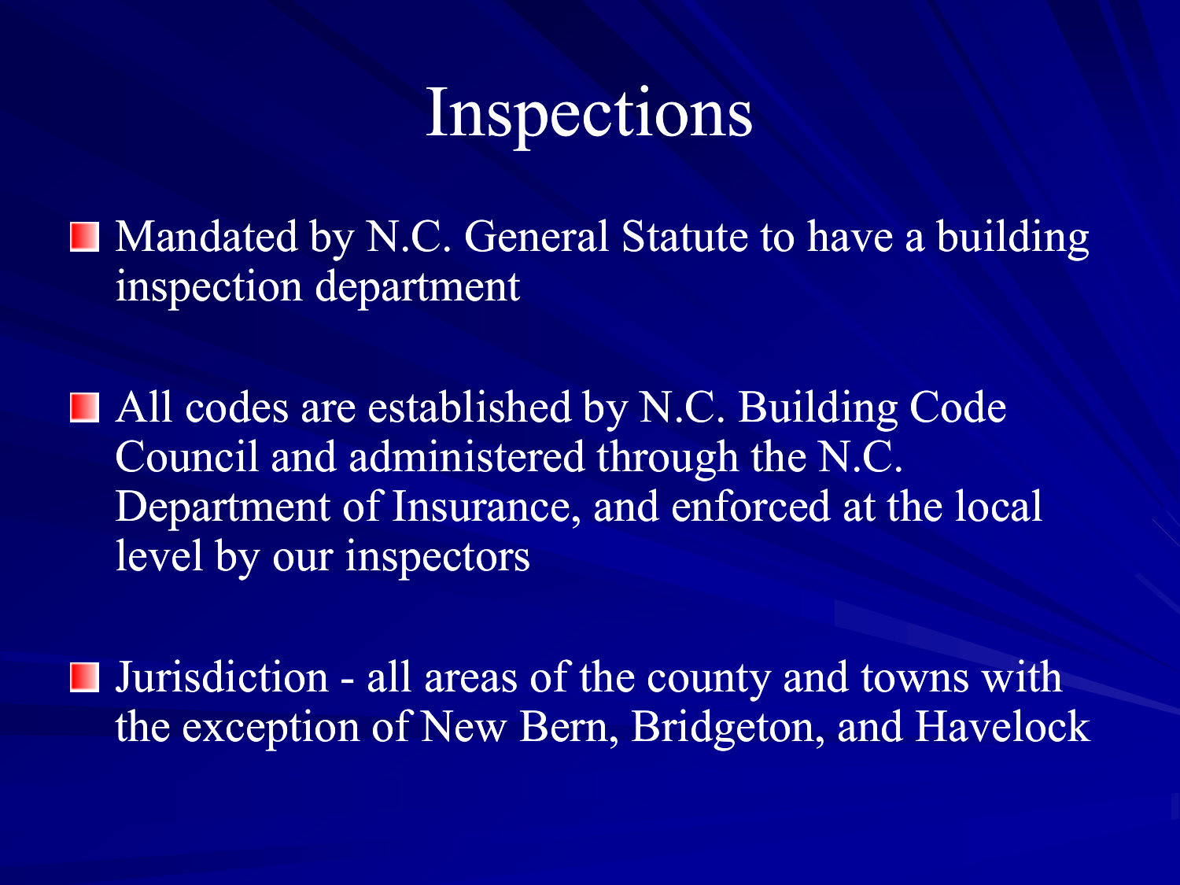# Inspections

- Mandated by N.C. General Statute to have a building inspection department
- All codes are established by N.C. Building Code Council and administered through the N.C. Department of Insurance, and enforced at the local level by our inspectors
- Jurisdiction - all areas of the county and towns with the exception of New Bern, Bridgeton, and Havelock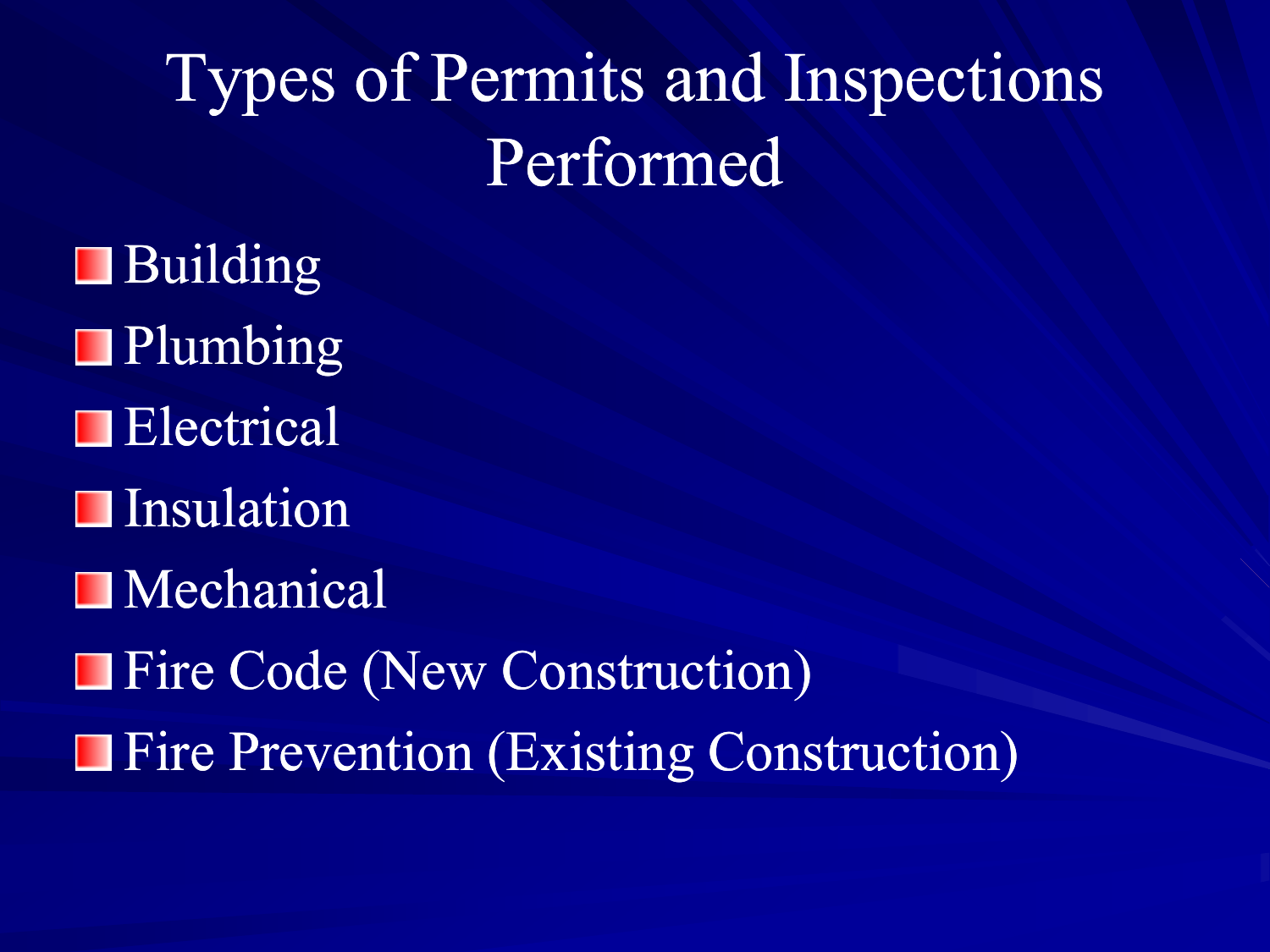# Types of Permits and Inspections Performed

- Building
- Plumbing
- Electrical
- Insulation
- Mechanical
- Fire Code (New Construction)
- Fire Prevention (Existing Construction)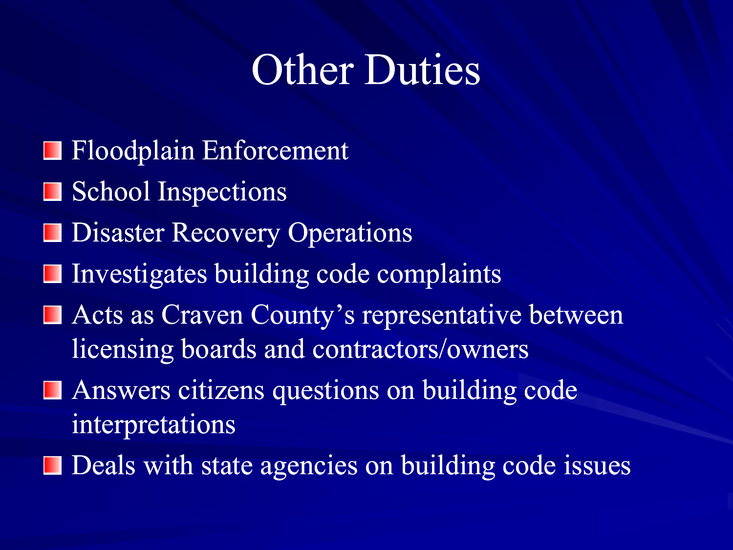# Other Duties

- Floodplain Enforcement
- School Inspections
- Disaster Recovery Operations
- Investigates building code complaints
- Acts as Craven County's representative between licensing boards and contractors/owners
- Answers citizens questions on building code interpretations
- Deals with state agencies on building code issues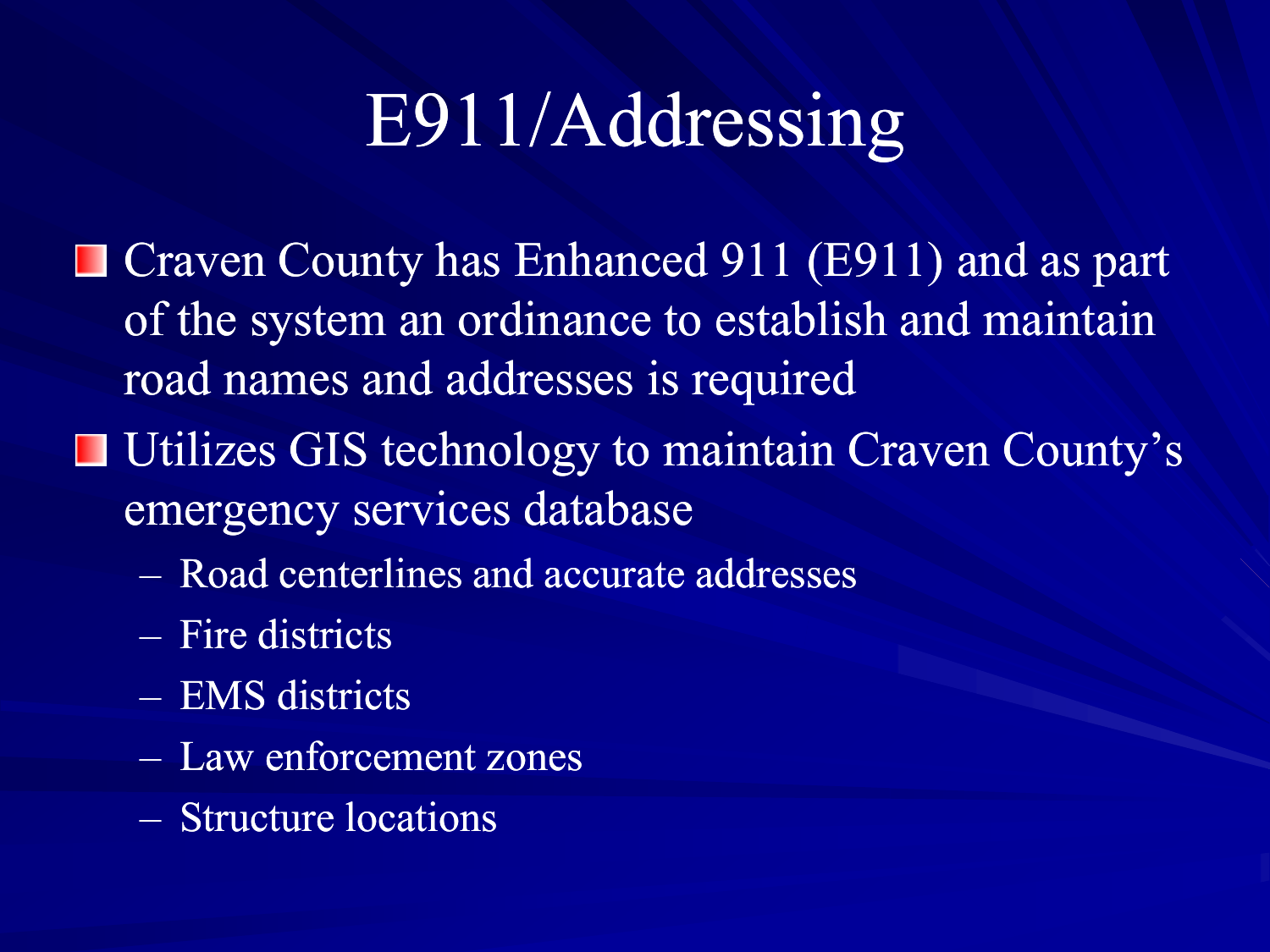# E911/Addressing

- Craven County has Enhanced 911 (E911) and as part of the system an ordinance to establish and maintain road names and addresses is required
- Utilizes GIS technology to maintain Craven County's emergency services database
  - Road centerlines and accurate addresses
  - Fire districts
  - EMS districts
  - Law enforcement zones
  - Structure locations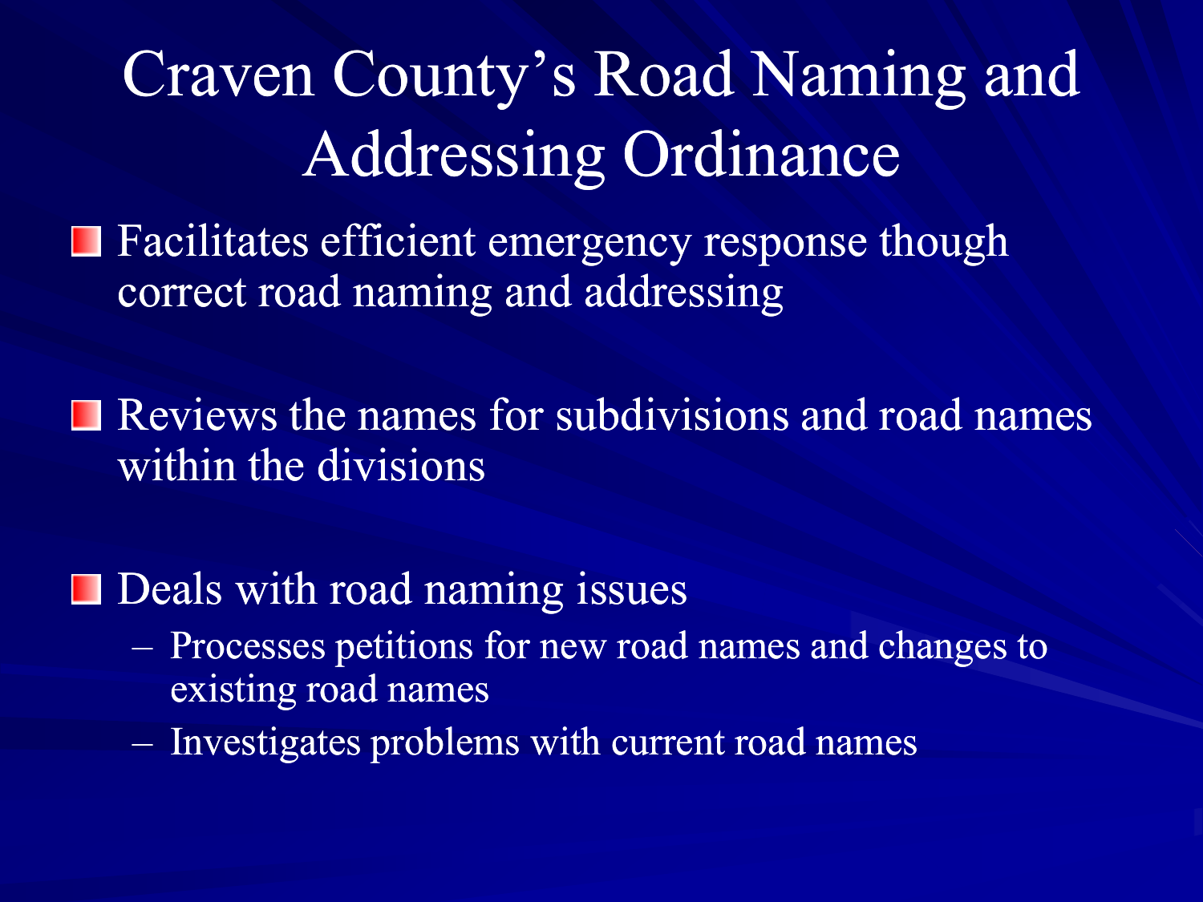# Craven County's Road Naming and Addressing Ordinance

- Facilitates efficient emergency response though correct road naming and addressing
- Reviews the names for subdivisions and road names within the divisions
- Deals with road naming issues
  - Processes petitions for new road names and changes to existing road names
  - Investigates problems with current road names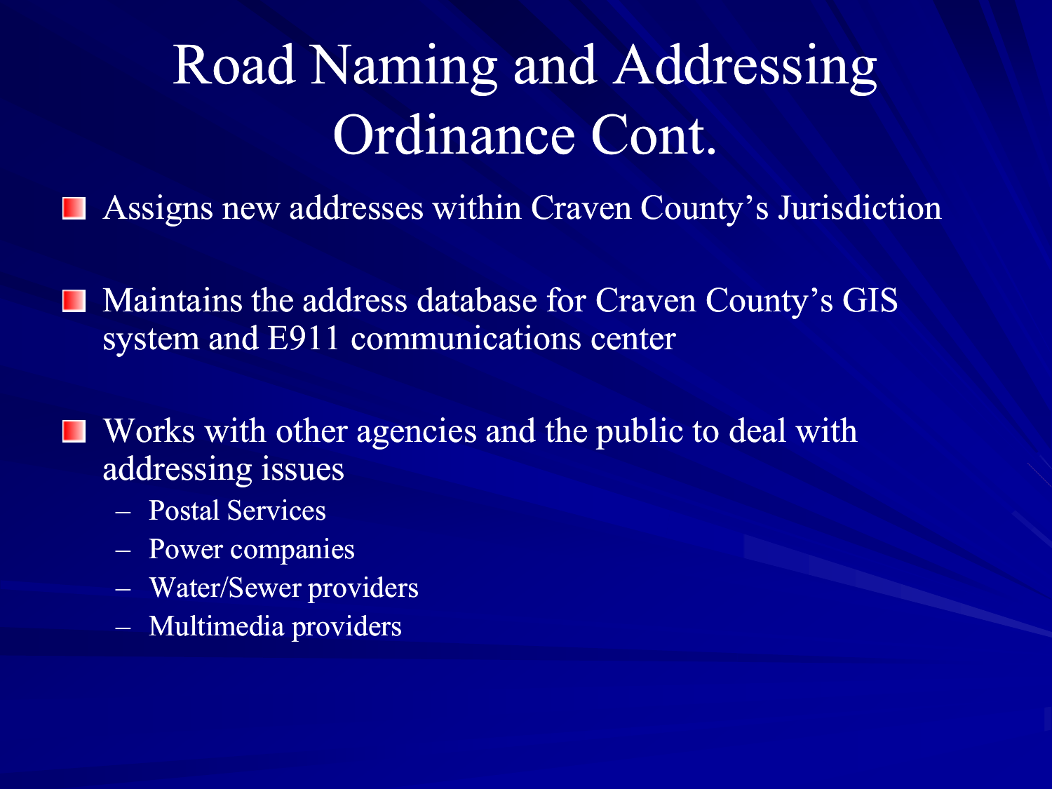# Road Naming and Addressing Ordinance Cont.

- Assigns new addresses within Craven County's Jurisdiction

- Maintains the address database for Craven County's GIS system and E911 communications center

- Works with other agencies and the public to deal with addressing issues
  - Postal Services
  - Power companies
  - Water/Sewer providers
  - Multimedia providers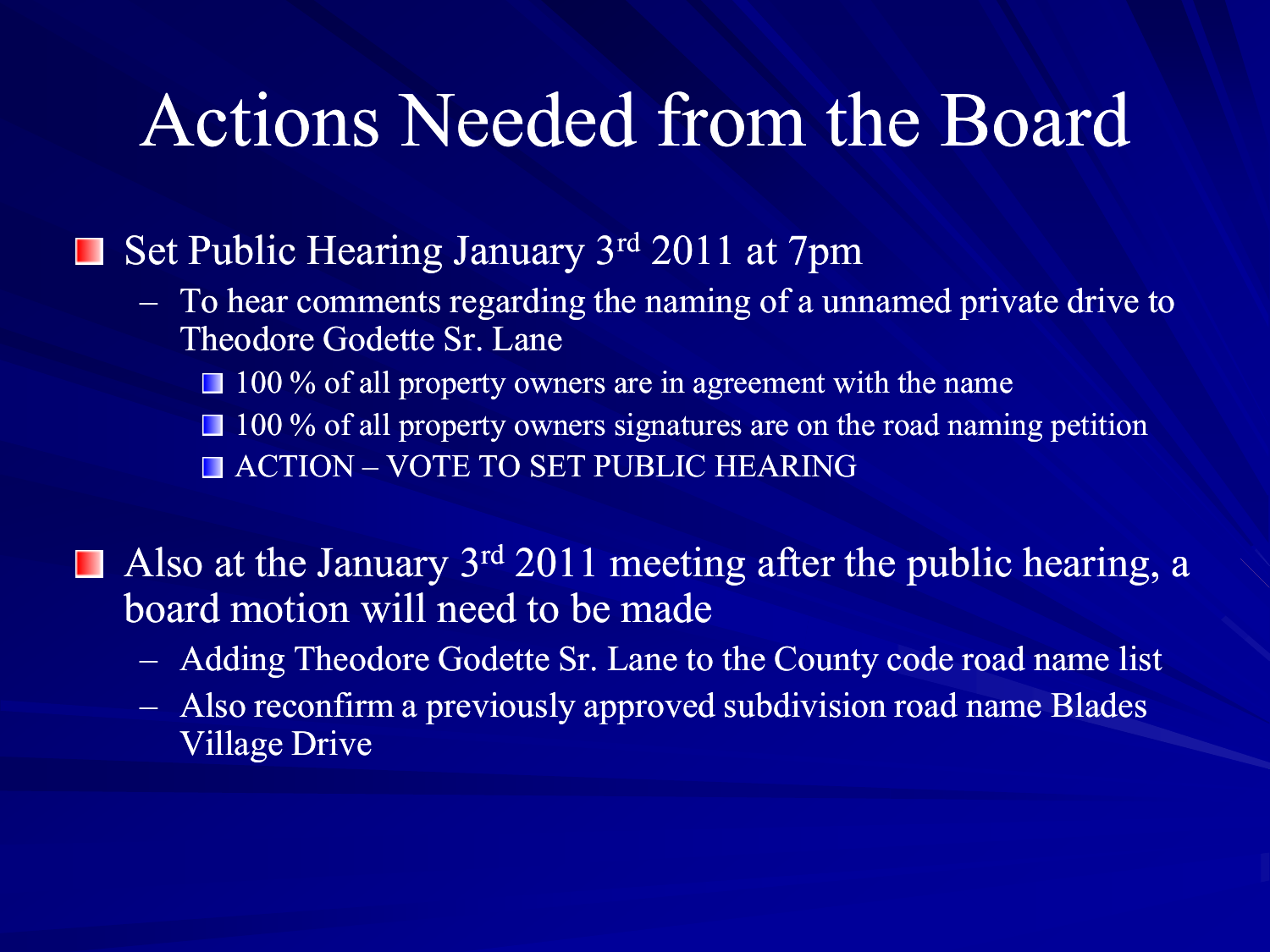# Actions Needed from the Board

- Set Public Hearing January 3rd 2011 at 7pm
  - To hear comments regarding the naming of a unnamed private drive to Theodore Godette Sr. Lane
    - 100 % of all property owners are in agreement with the name
    - 100 % of all property owners signatures are on the road naming petition
    - ACTION – VOTE TO SET PUBLIC HEARING

- Also at the January 3rd 2011 meeting after the public hearing, a board motion will need to be made
  - Adding Theodore Godette Sr. Lane to the County code road name list
  - Also reconfirm a previously approved subdivision road name Blades Village Drive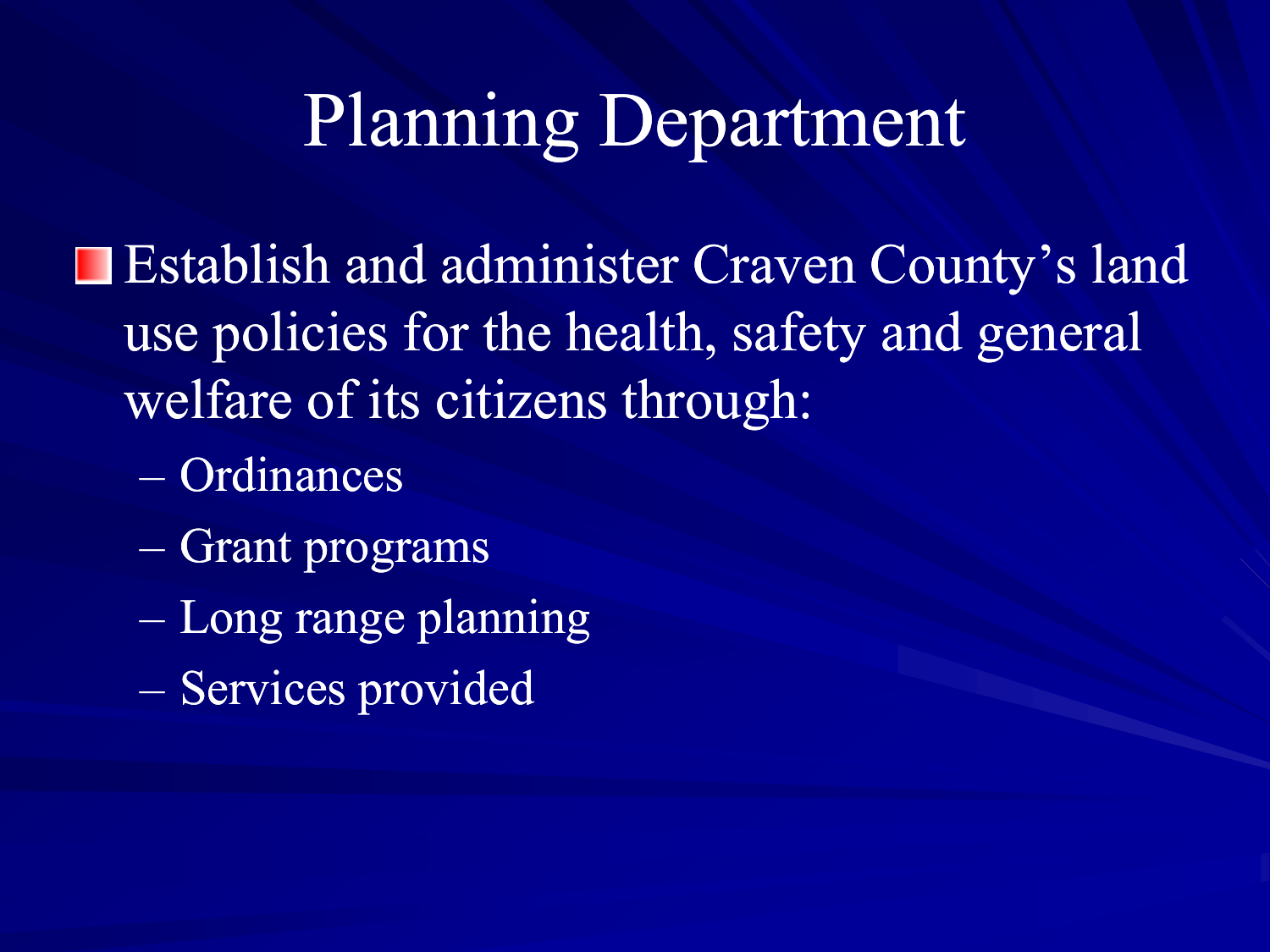# Planning Department

- Establish and administer Craven County’s land use policies for the health, safety and general welfare of its citizens through:
  - Ordinances
  - Grant programs
  - Long range planning
  - Services provided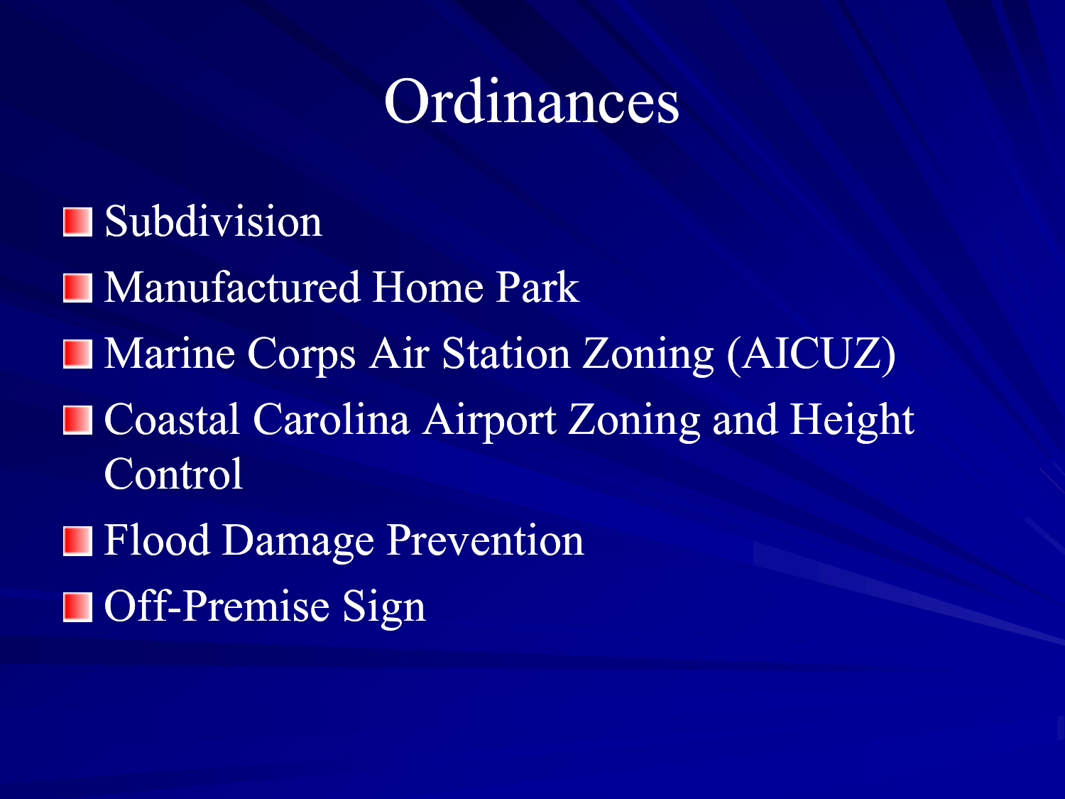# Ordinances

- Subdivision
- Manufactured Home Park
- Marine Corps Air Station Zoning (AICUZ)
- Coastal Carolina Airport Zoning and Height Control
- Flood Damage Prevention
- Off-Premise Sign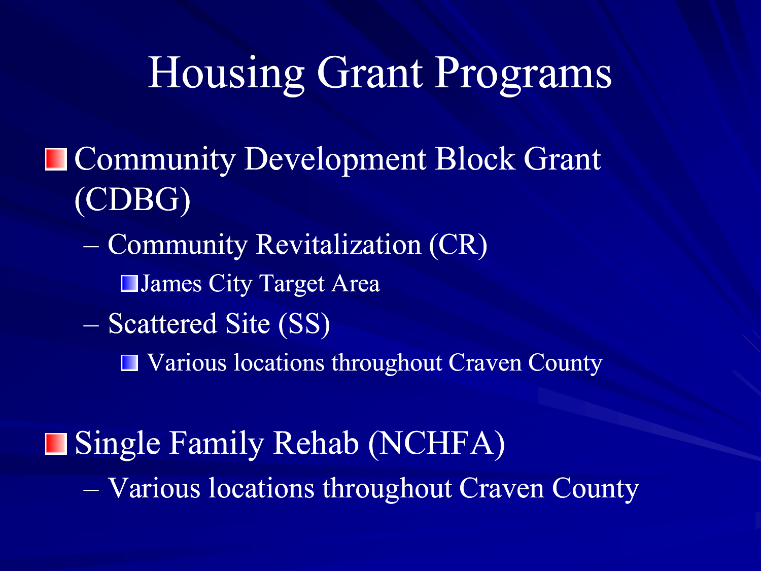# Housing Grant Programs

- Community Development Block Grant (CDBG)
  - Community Revitalization (CR)
    - James City Target Area
  - Scattered Site (SS)
    - Various locations throughout Craven County
- Single Family Rehab (NCHFA)
  - Various locations throughout Craven County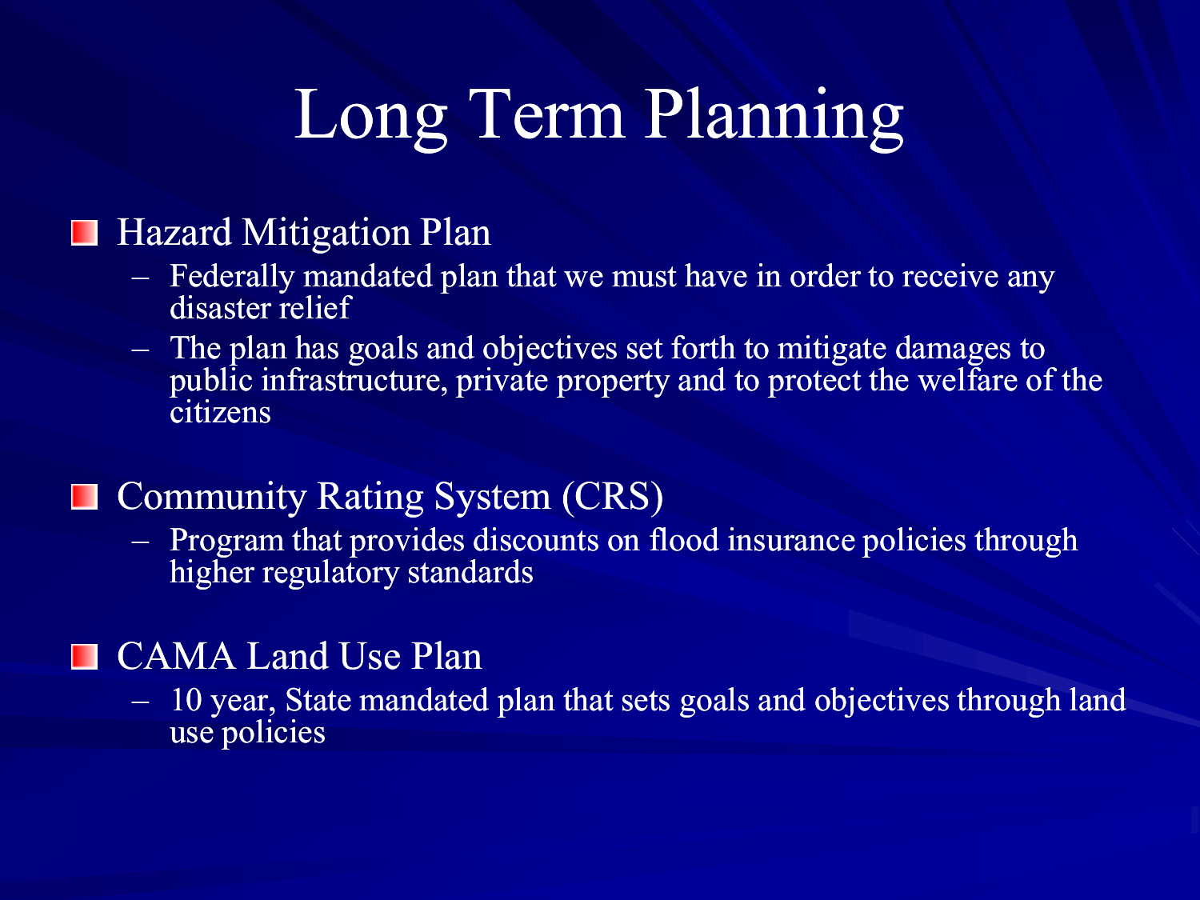# Long Term Planning

- Hazard Mitigation Plan
  - Federally mandated plan that we must have in order to receive any disaster relief
  - The plan has goals and objectives set forth to mitigate damages to public infrastructure, private property and to protect the welfare of the citizens
- Community Rating System (CRS)
  - Program that provides discounts on flood insurance policies through higher regulatory standards
- CAMA Land Use Plan
  - 10 year, State mandated plan that sets goals and objectives through land use policies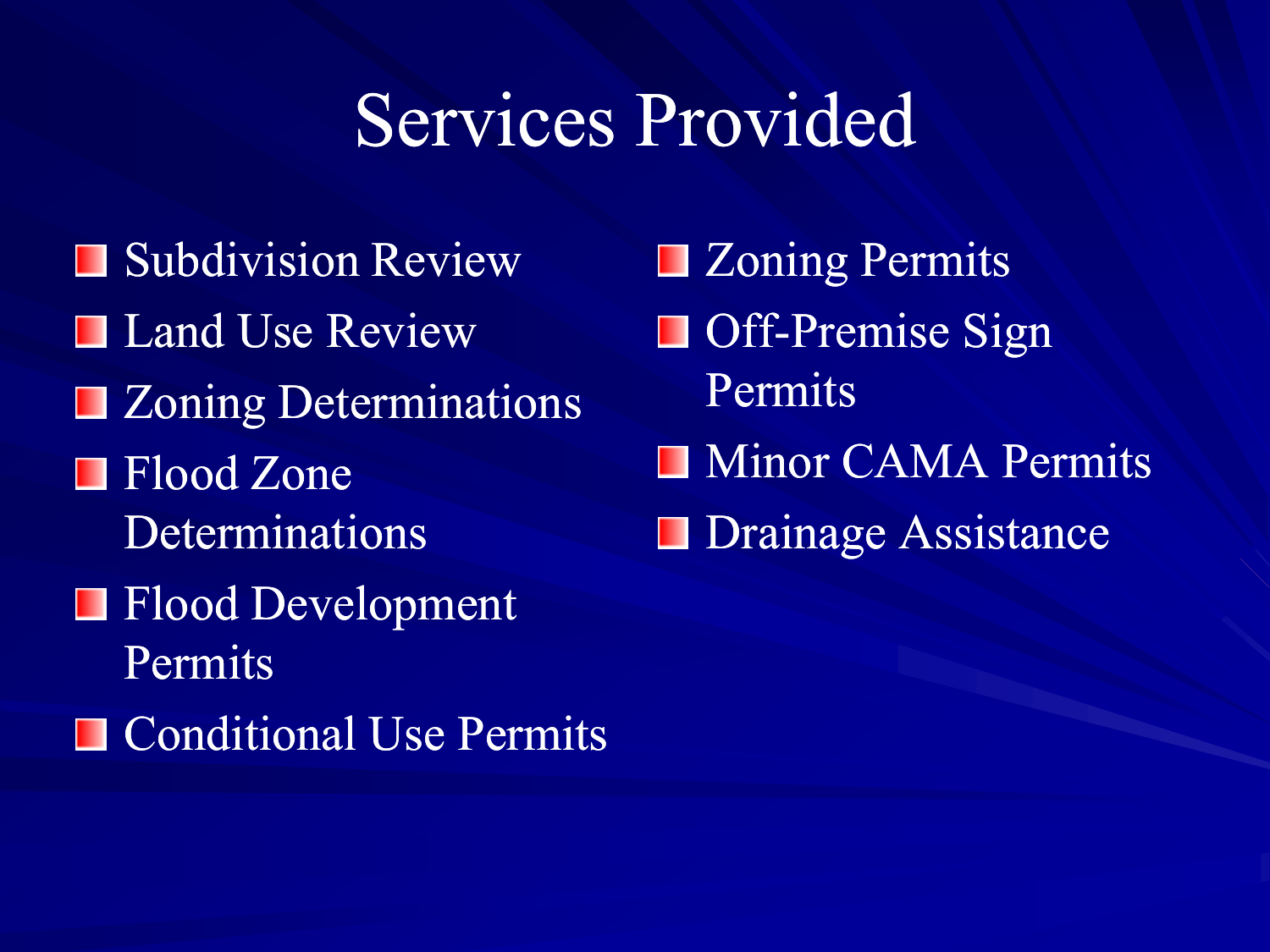# Services Provided

- Subdivision Review
- Land Use Review
- Zoning Determinations
- Flood Zone Determinations
- Flood Development Permits
- Conditional Use Permits
- Zoning Permits
- Off-Premise Sign Permits
- Minor CAMA Permits
- Drainage Assistance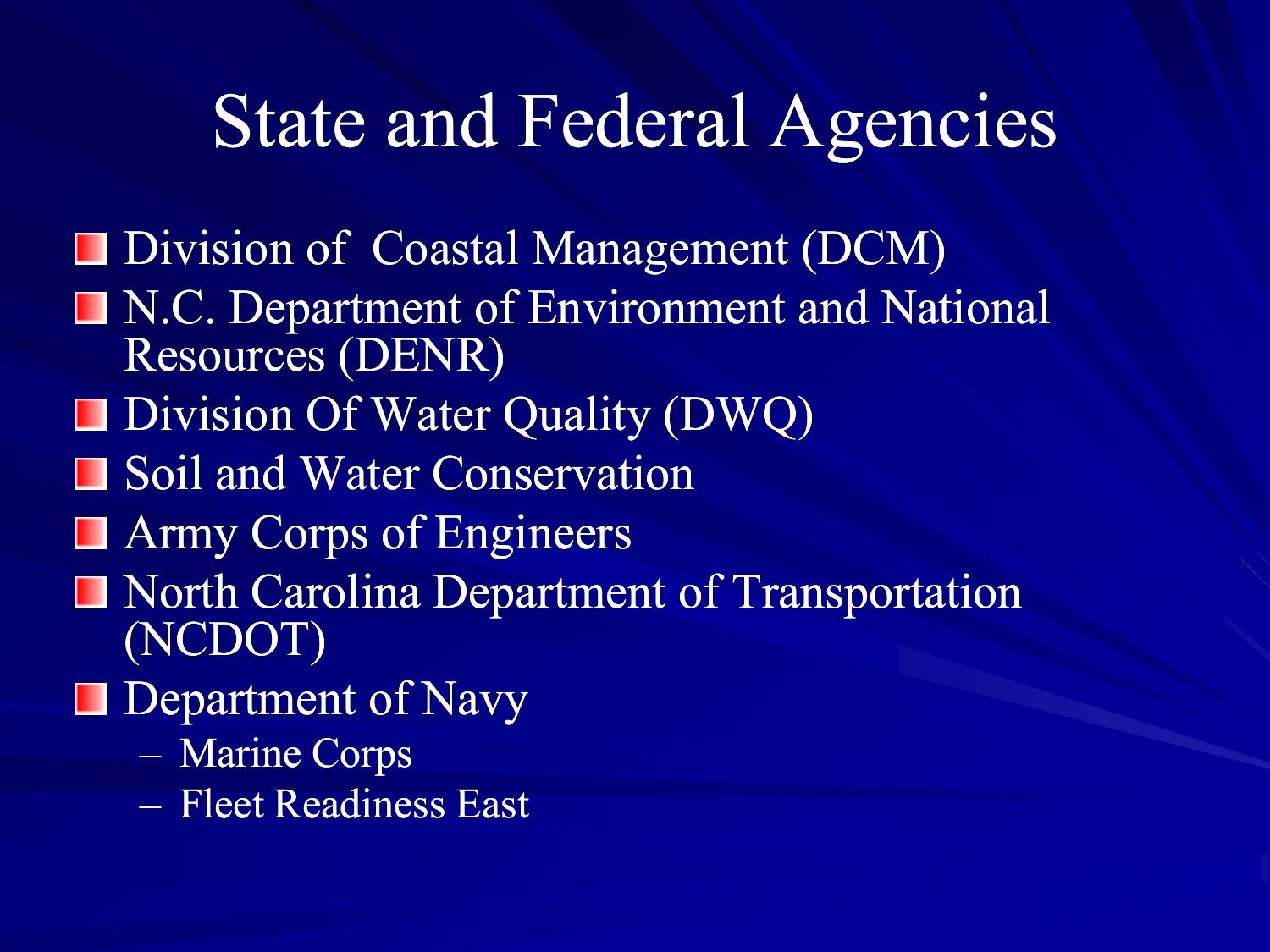# State and Federal Agencies

- Division of Coastal Management (DCM)
- N.C. Department of Environment and National Resources (DENR)
- Division Of Water Quality (DWQ)
- Soil and Water Conservation
- Army Corps of Engineers
- North Carolina Department of Transportation (NCDOT)
- Department of Navy
  - Marine Corps
  - Fleet Readiness East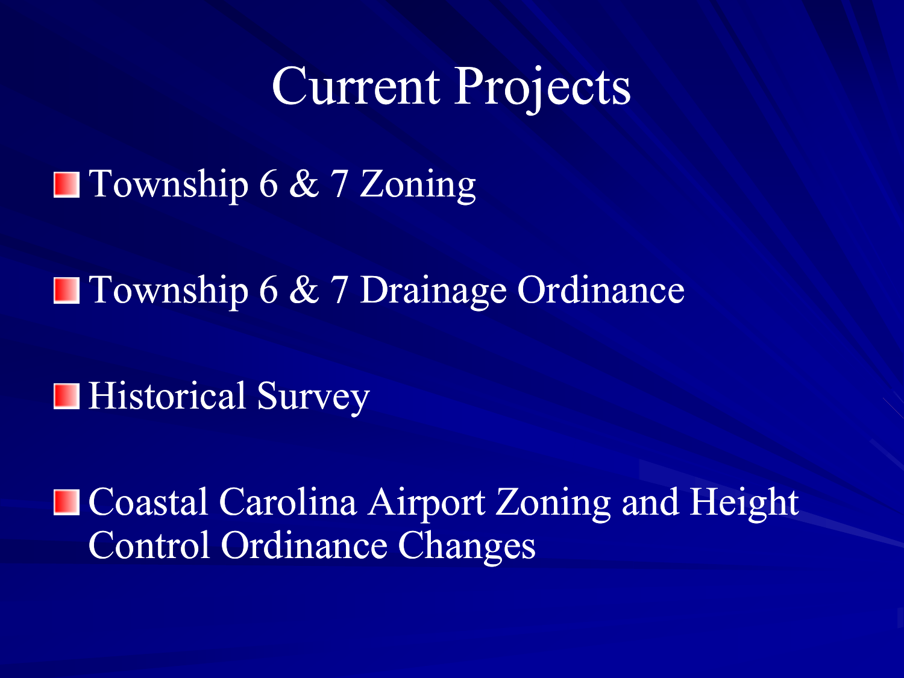# Current Projects

- Township 6 & 7 Zoning
- Township 6 & 7 Drainage Ordinance
- Historical Survey
- Coastal Carolina Airport Zoning and Height Control Ordinance Changes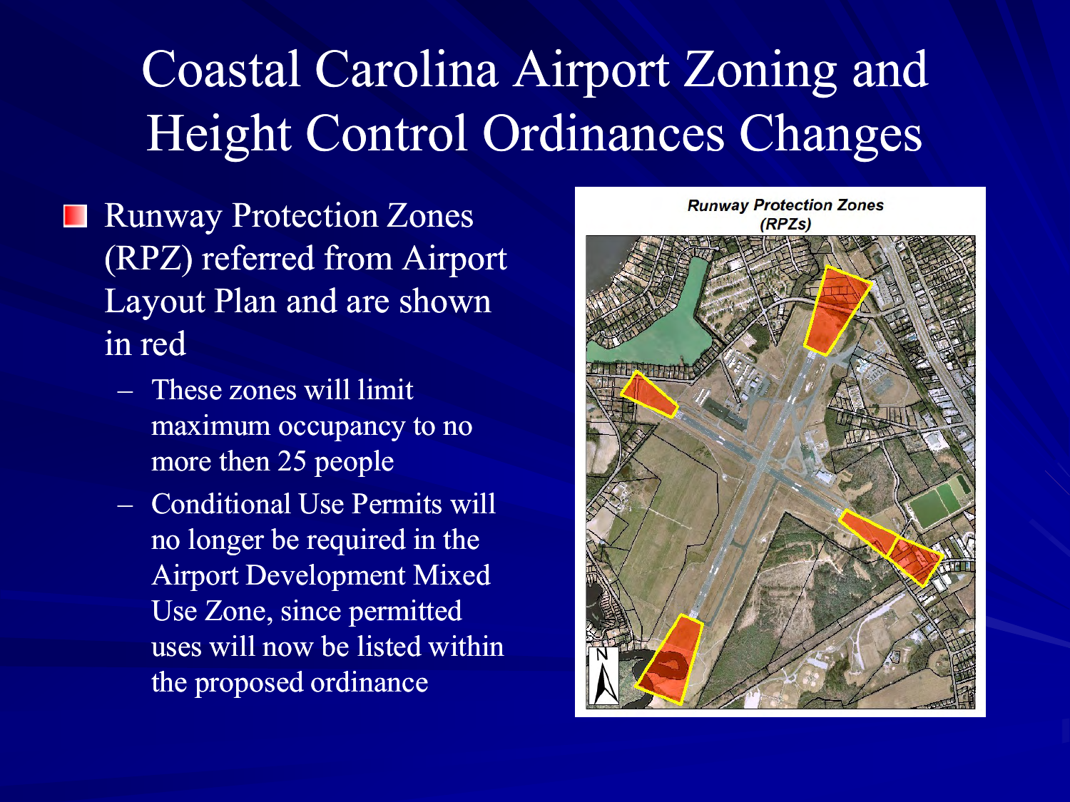# Coastal Carolina Airport Zoning and Height Control Ordinances Changes

- Runway Protection Zones (RPZ) referred from Airport Layout Plan and are shown in red
  - These zones will limit maximum occupancy to no more then 25 people
  - Conditional Use Permits will no longer be required in the Airport Development Mixed Use Zone, since permitted uses will now be listed within the proposed ordinance

***Runway Protection Zones (RPZs)***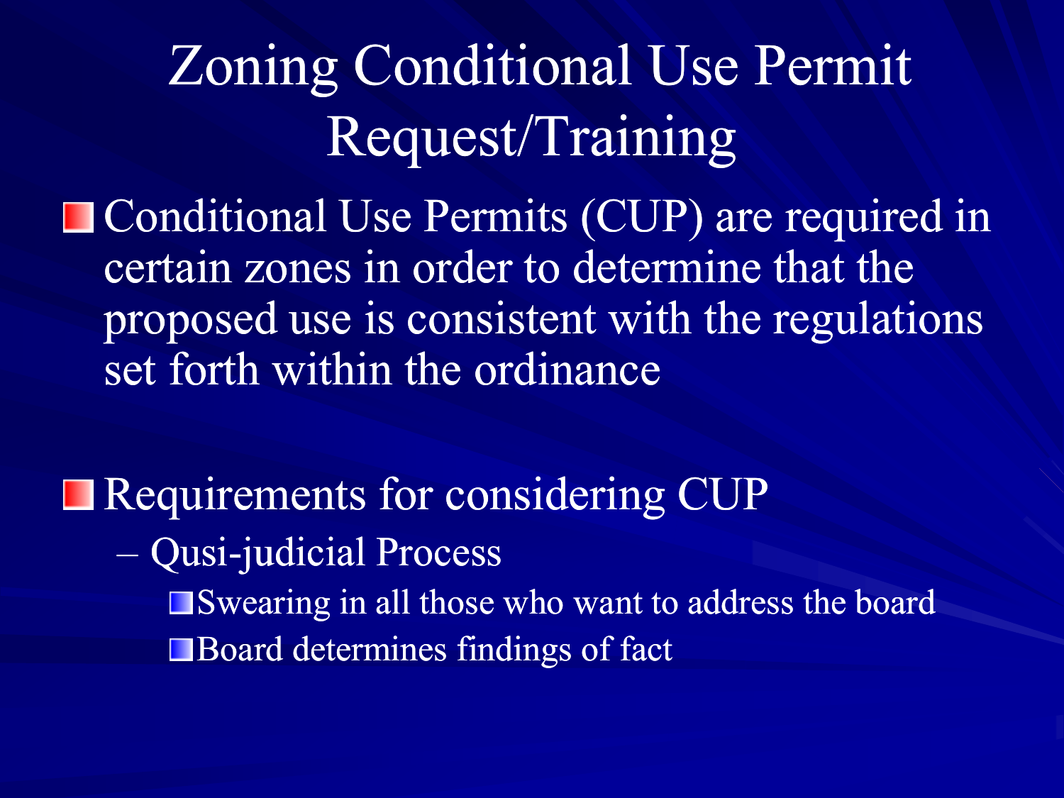# Zoning Conditional Use Permit Request/Training

- Conditional Use Permits (CUP) are required in certain zones in order to determine that the proposed use is consistent with the regulations set forth within the ordinance

- Requirements for considering CUP
  - Qusi-judicial Process
    - Swearing in all those who want to address the board
    - Board determines findings of fact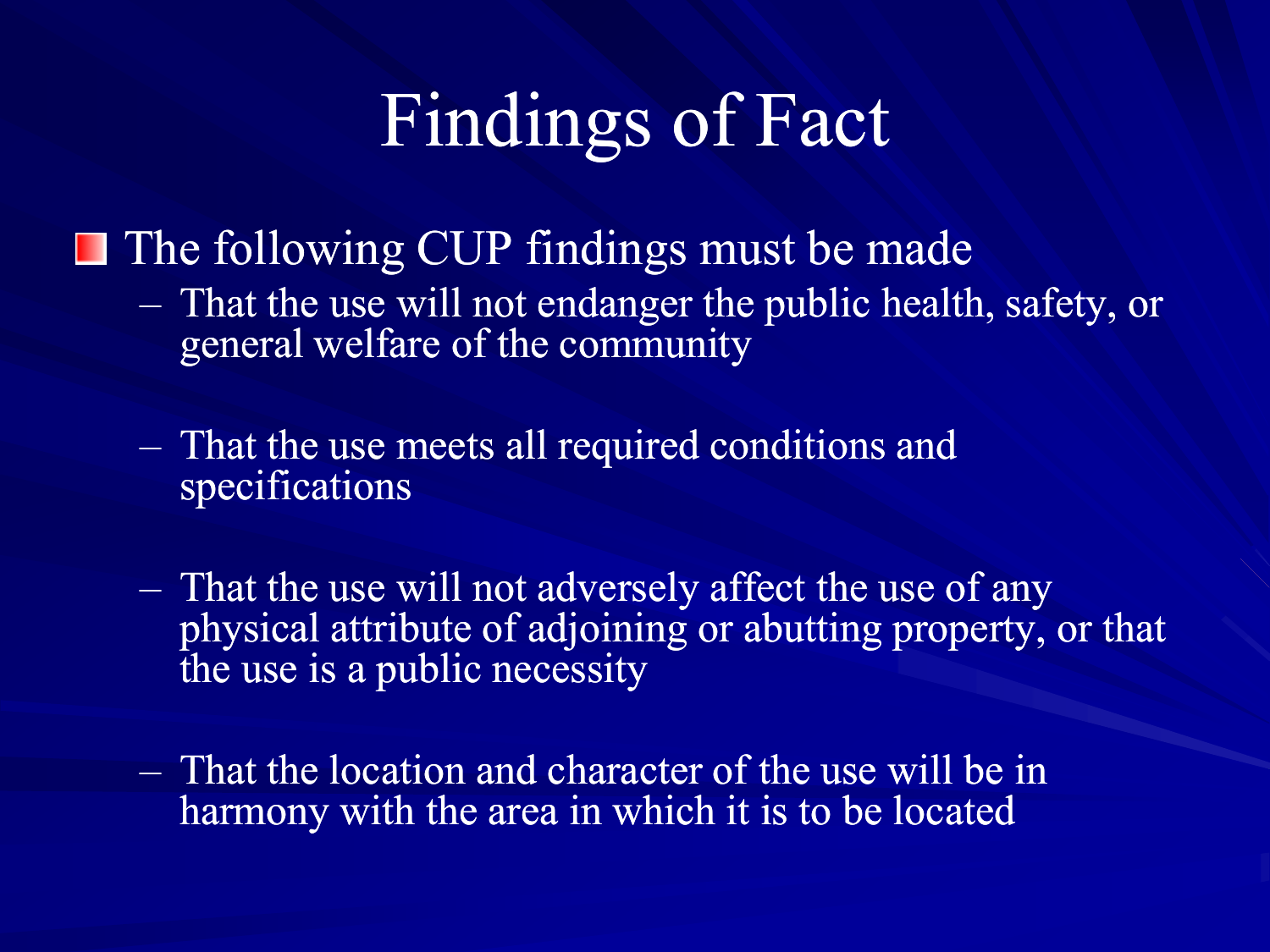# Findings of Fact

- The following CUP findings must be made
  - That the use will not endanger the public health, safety, or general welfare of the community
  - That the use meets all required conditions and specifications
  - That the use will not adversely affect the use of any physical attribute of adjoining or abutting property, or that the use is a public necessity
  - That the location and character of the use will be in harmony with the area in which it is to be located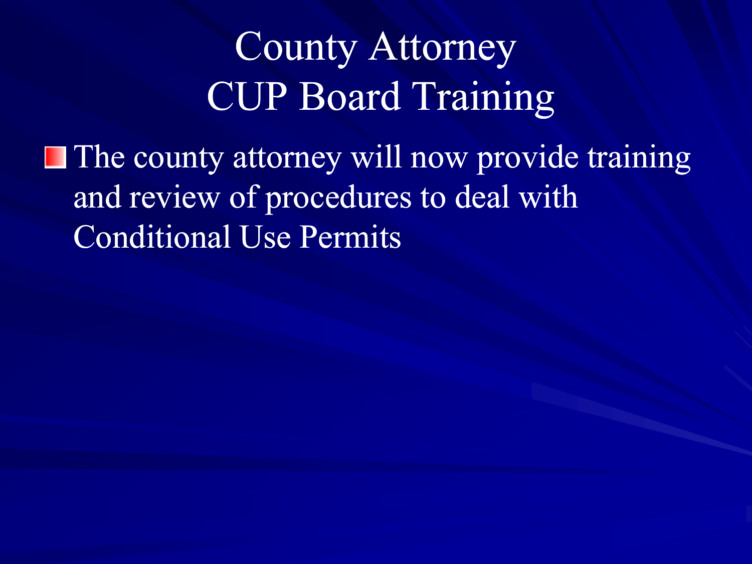# County Attorney
# CUP Board Training

- The county attorney will now provide training and review of procedures to deal with Conditional Use Permits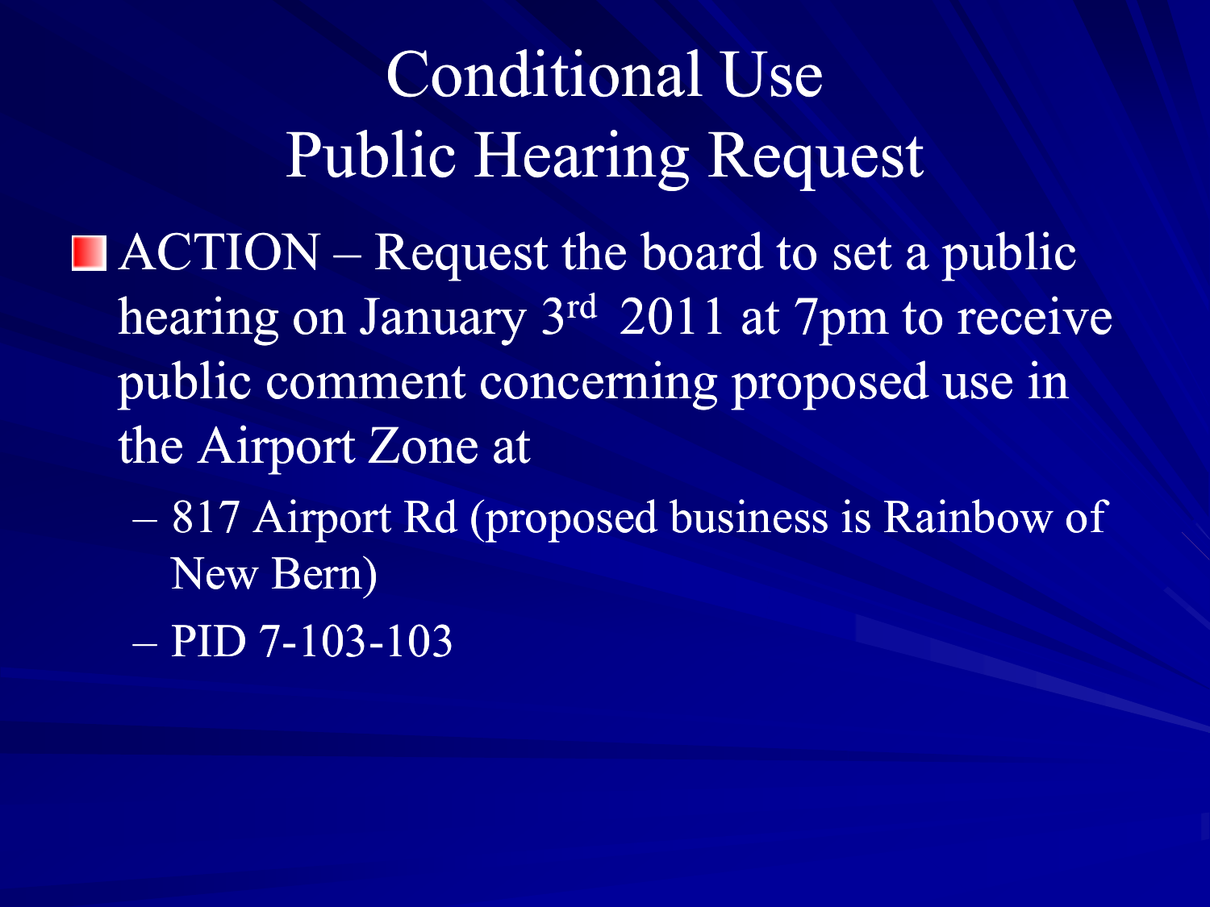# Conditional Use
# Public Hearing Request

- ACTION – Request the board to set a public hearing on January 3rd 2011 at 7pm to receive public comment concerning proposed use in the Airport Zone at
  - 817 Airport Rd (proposed business is Rainbow of New Bern)
  - PID 7-103-103